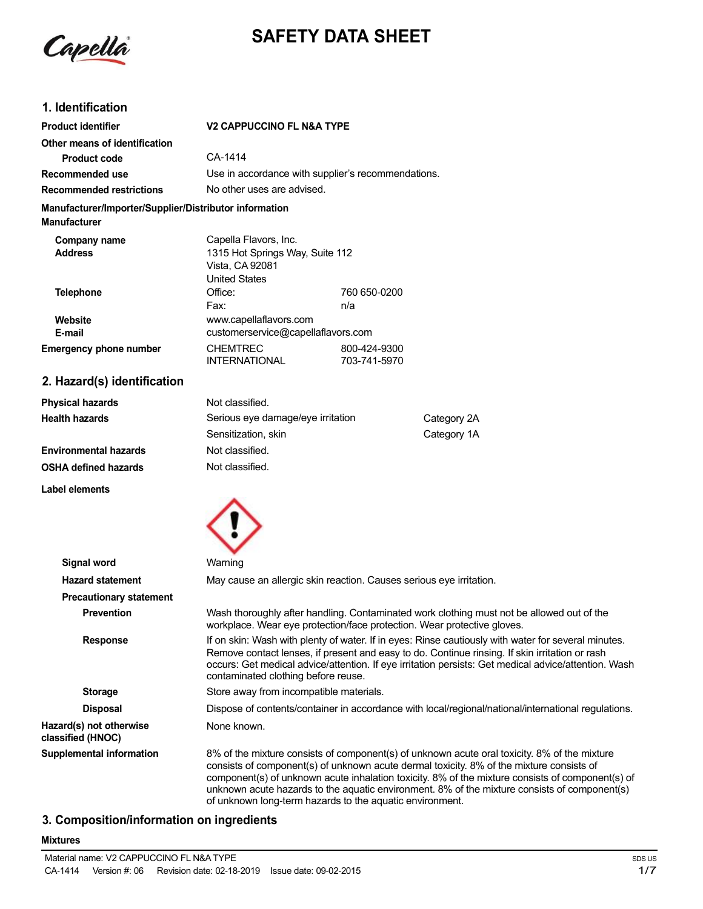Capella

# SAFETY DATA SHEET

## 1. Identification

| | | |
|---|---|---|
| **Product identifier** | **V2 CAPPUCCINO FL N&A TYPE** | |
| **Other means of identification** | | |
| **Product code** | CA-1414 | |
| **Recommended use** | Use in accordance with supplier's recommendations. | |
| **Recommended restrictions** | No other uses are advised. | |

**Manufacturer/Importer/Supplier/Distributor information**

**Manufacturer**

| | | |
|---|---|---|
| **Company name** | Capella Flavors, Inc. | |
| **Address** | 1315 Hot Springs Way, Suite 112<br>Vista, CA 92081<br>United States | |
| **Telephone** | Office: | 760 650-0200 |
| | Fax: | n/a |
| **Website** | www.capellaflavors.com | |
| **E-mail** | customerservice@capellaflavors.com | |
| **Emergency phone number** | CHEMTREC | 800-424-9300 |
| | INTERNATIONAL | 703-741-5970 |

## 2. Hazard(s) identification

| | | |
|---|---|---|
| **Physical hazards** | Not classified. | |
| **Health hazards** | Serious eye damage/eye irritation | Category 2A |
| | Sensitization, skin | Category 1A |
| **Environmental hazards** | Not classified. | |
| **OSHA defined hazards** | Not classified. | |

**Label elements**

**Signal word** Warning

**Hazard statement** May cause an allergic skin reaction. Causes serious eye irritation.

**Precautionary statement**

**Prevention** Wash thoroughly after handling. Contaminated work clothing must not be allowed out of the workplace. Wear eye protection/face protection. Wear protective gloves.

**Response** If on skin: Wash with plenty of water. If in eyes: Rinse cautiously with water for several minutes. Remove contact lenses, if present and easy to do. Continue rinsing. If skin irritation or rash occurs: Get medical advice/attention. If eye irritation persists: Get medical advice/attention. Wash contaminated clothing before reuse.

**Storage** Store away from incompatible materials.

**Disposal** Dispose of contents/container in accordance with local/regional/national/international regulations.

**Hazard(s) not otherwise classified (HNOC)** None known.

**Supplemental information** 8% of the mixture consists of component(s) of unknown acute oral toxicity. 8% of the mixture consists of component(s) of unknown acute dermal toxicity. 8% of the mixture consists of component(s) of unknown acute inhalation toxicity. 8% of the mixture consists of component(s) of unknown acute hazards to the aquatic environment. 8% of the mixture consists of component(s) of unknown long-term hazards to the aquatic environment.

## 3. Composition/information on ingredients

**Mixtures**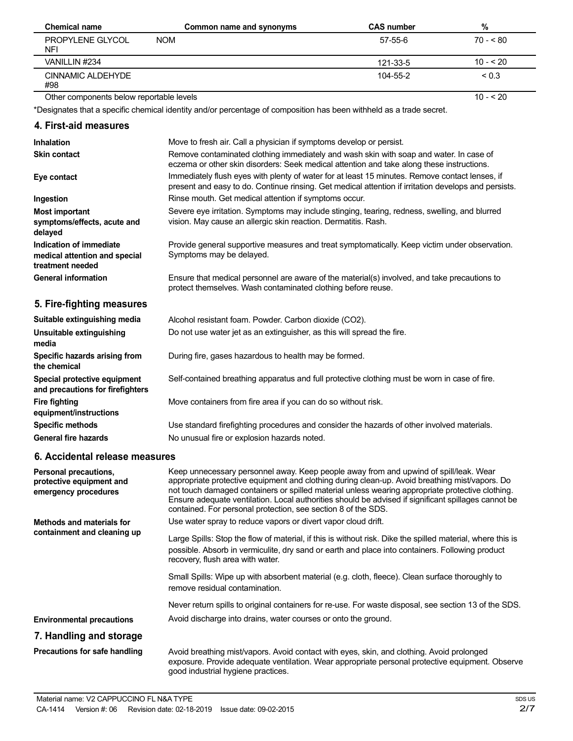| Chemical name | Common name and synonyms | CAS number | % |
|---|---|---|---|
| PROPYLENE GLYCOL NFI | NOM | 57-55-6 | 70 - < 80 |
| VANILLIN #234 | | 121-33-5 | 10 - < 20 |
| CINNAMIC ALDEHYDE #98 | | 104-55-2 | < 0.3 |
| Other components below reportable levels | | | 10 - < 20 |

*Designates that a specific chemical identity and/or percentage of composition has been withheld as a trade secret.

## 4. First-aid measures

**Inhalation**
Move to fresh air. Call a physician if symptoms develop or persist.

**Skin contact**
Remove contaminated clothing immediately and wash skin with soap and water. In case of eczema or other skin disorders: Seek medical attention and take along these instructions.

**Eye contact**
Immediately flush eyes with plenty of water for at least 15 minutes. Remove contact lenses, if present and easy to do. Continue rinsing. Get medical attention if irritation develops and persists.

**Ingestion**
Rinse mouth. Get medical attention if symptoms occur.

**Most important symptoms/effects, acute and delayed**
Severe eye irritation. Symptoms may include stinging, tearing, redness, swelling, and blurred vision. May cause an allergic skin reaction. Dermatitis. Rash.

**Indication of immediate medical attention and special treatment needed**
Provide general supportive measures and treat symptomatically. Keep victim under observation. Symptoms may be delayed.

**General information**
Ensure that medical personnel are aware of the material(s) involved, and take precautions to protect themselves. Wash contaminated clothing before reuse.

## 5. Fire-fighting measures

**Suitable extinguishing media**
Alcohol resistant foam. Powder. Carbon dioxide ($CO_2$).

**Unsuitable extinguishing media**
Do not use water jet as an extinguisher, as this will spread the fire.

**Specific hazards arising from the chemical**
During fire, gases hazardous to health may be formed.

**Special protective equipment and precautions for firefighters**
Self-contained breathing apparatus and full protective clothing must be worn in case of fire.

**Fire fighting equipment/instructions**
Move containers from fire area if you can do so without risk.

**Specific methods**
Use standard firefighting procedures and consider the hazards of other involved materials.

**General fire hazards**
No unusual fire or explosion hazards noted.

## 6. Accidental release measures

**Personal precautions, protective equipment and emergency procedures**
Keep unnecessary personnel away. Keep people away from and upwind of spill/leak. Wear appropriate protective equipment and clothing during clean-up. Avoid breathing mist/vapors. Do not touch damaged containers or spilled material unless wearing appropriate protective clothing. Ensure adequate ventilation. Local authorities should be advised if significant spillages cannot be contained. For personal protection, see section 8 of the SDS.

**Methods and materials for containment and cleaning up**
Use water spray to reduce vapors or divert vapor cloud drift.

Large Spills: Stop the flow of material, if this is without risk. Dike the spilled material, where this is possible. Absorb in vermiculite, dry sand or earth and place into containers. Following product recovery, flush area with water.

Small Spills: Wipe up with absorbent material (e.g. cloth, fleece). Clean surface thoroughly to remove residual contamination.

Never return spills to original containers for re-use. For waste disposal, see section 13 of the SDS.

**Environmental precautions**
Avoid discharge into drains, water courses or onto the ground.

## 7. Handling and storage

**Precautions for safe handling**
Avoid breathing mist/vapors. Avoid contact with eyes, skin, and clothing. Avoid prolonged exposure. Provide adequate ventilation. Wear appropriate personal protective equipment. Observe good industrial hygiene practices.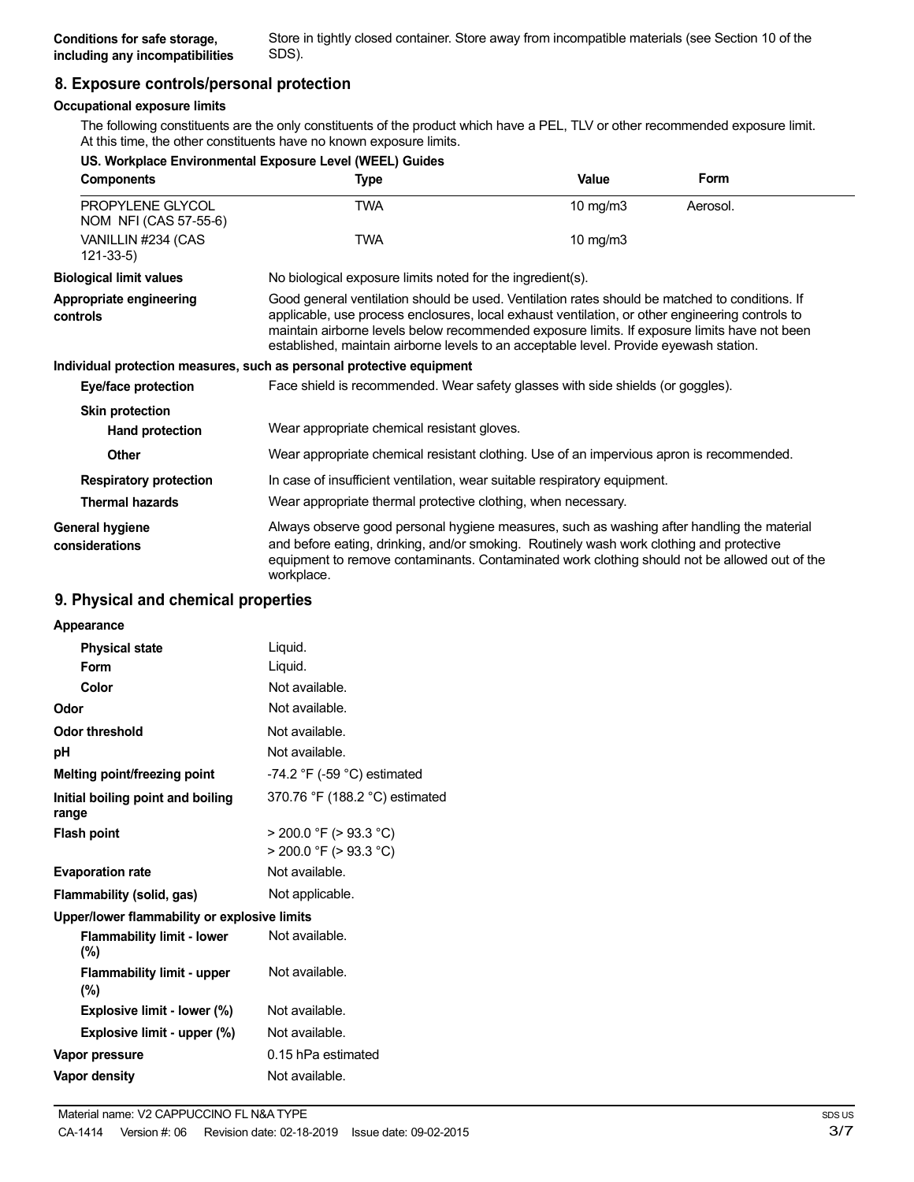| Conditions for safe storage, including any incompatibilities | Store in tightly closed container. Store away from incompatible materials (see Section 10 of the SDS). |
|---|---|

## 8. Exposure controls/personal protection

### Occupational exposure limits

The following constituents are the only constituents of the product which have a PEL, TLV or other recommended exposure limit. At this time, the other constituents have no known exposure limits.

**US. Workplace Environmental Exposure Level (WEEL) Guides**

| Components | Type | Value | Form |
|---|---|---|---|
| PROPYLENE GLYCOL NOM NFI (CAS 57-55-6) | TWA | 10 mg/m3 | Aerosol. |
| VANILLIN #234 (CAS 121-33-5) | TWA | 10 mg/m3 | |

**Biological limit values** No biological exposure limits noted for the ingredient(s).

**Appropriate engineering controls** Good general ventilation should be used. Ventilation rates should be matched to conditions. If applicable, use process enclosures, local exhaust ventilation, or other engineering controls to maintain airborne levels below recommended exposure limits. If exposure limits have not been established, maintain airborne levels to an acceptable level. Provide eyewash station.

### Individual protection measures, such as personal protective equipment

**Eye/face protection** Face shield is recommended. Wear safety glasses with side shields (or goggles).

**Skin protection**

**Hand protection** Wear appropriate chemical resistant gloves.

**Other** Wear appropriate chemical resistant clothing. Use of an impervious apron is recommended.

**Respiratory protection** In case of insufficient ventilation, wear suitable respiratory equipment.

**Thermal hazards** Wear appropriate thermal protective clothing, when necessary.

**General hygiene considerations** Always observe good personal hygiene measures, such as washing after handling the material and before eating, drinking, and/or smoking. Routinely wash work clothing and protective equipment to remove contaminants. Contaminated work clothing should not be allowed out of the workplace.

## 9. Physical and chemical properties

| Property | Value |
|---|---|
| **Appearance** | |
| Physical state | Liquid. |
| Form | Liquid. |
| Color | Not available. |
| **Odor** | Not available. |
| **Odor threshold** | Not available. |
| **pH** | Not available. |
| **Melting point/freezing point** | -74.2 °F (-59 °C) estimated |
| **Initial boiling point and boiling range** | 370.76 °F (188.2 °C) estimated |
| **Flash point** | > 200.0 °F (> 93.3 °C)<br>> 200.0 °F (> 93.3 °C) |
| **Evaporation rate** | Not available. |
| **Flammability (solid, gas)** | Not applicable. |
| **Upper/lower flammability or explosive limits** | |
| Flammability limit - lower (%) | Not available. |
| Flammability limit - upper (%) | Not available. |
| Explosive limit - lower (%) | Not available. |
| Explosive limit - upper (%) | Not available. |
| **Vapor pressure** | 0.15 hPa estimated |
| **Vapor density** | Not available. |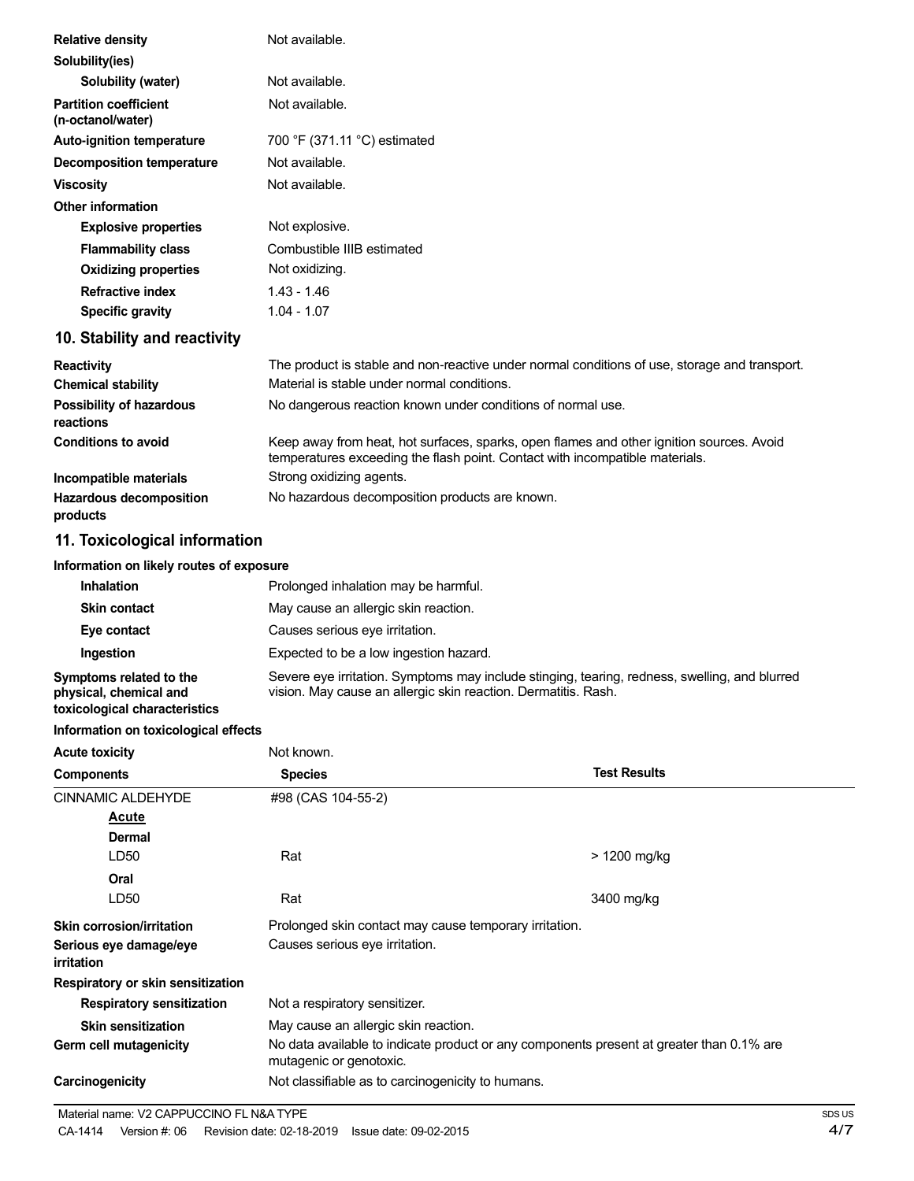| | |
|---|---|
| **Relative density** | Not available. |
| **Solubility(ies)** | |
| **Solubility (water)** | Not available. |
| **Partition coefficient (n-octanol/water)** | Not available. |
| **Auto-ignition temperature** | 700 °F (371.11 °C) estimated |
| **Decomposition temperature** | Not available. |
| **Viscosity** | Not available. |
| **Other information** | |
| **Explosive properties** | Not explosive. |
| **Flammability class** | Combustible IIIB estimated |
| **Oxidizing properties** | Not oxidizing. |
| **Refractive index** | 1.43 - 1.46 |
| **Specific gravity** | 1.04 - 1.07 |

## 10. Stability and reactivity

| | |
|---|---|
| **Reactivity** | The product is stable and non-reactive under normal conditions of use, storage and transport. |
| **Chemical stability** | Material is stable under normal conditions. |
| **Possibility of hazardous reactions** | No dangerous reaction known under conditions of normal use. |
| **Conditions to avoid** | Keep away from heat, hot surfaces, sparks, open flames and other ignition sources. Avoid temperatures exceeding the flash point. Contact with incompatible materials. |
| **Incompatible materials** | Strong oxidizing agents. |
| **Hazardous decomposition products** | No hazardous decomposition products are known. |

## 11. Toxicological information

**Information on likely routes of exposure**

| | |
|---|---|
| **Inhalation** | Prolonged inhalation may be harmful. |
| **Skin contact** | May cause an allergic skin reaction. |
| **Eye contact** | Causes serious eye irritation. |
| **Ingestion** | Expected to be a low ingestion hazard. |
| **Symptoms related to the physical, chemical and toxicological characteristics** | Severe eye irritation. Symptoms may include stinging, tearing, redness, swelling, and blurred vision. May cause an allergic skin reaction. Dermatitis. Rash. |

**Information on toxicological effects**

**Acute toxicity** Not known.

| Components | Species | Test Results |
|---|---|---|
| CINNAMIC ALDEHYDE | #98 (CAS 104-55-2) | |
| **Acute** | | |
| **Dermal** | | |
| LD50 | Rat | > 1200 mg/kg |
| **Oral** | | |
| LD50 | Rat | 3400 mg/kg |

| | |
|---|---|
| **Skin corrosion/irritation** | Prolonged skin contact may cause temporary irritation. |
| **Serious eye damage/eye irritation** | Causes serious eye irritation. |
| **Respiratory or skin sensitization** | |
| **Respiratory sensitization** | Not a respiratory sensitizer. |
| **Skin sensitization** | May cause an allergic skin reaction. |
| **Germ cell mutagenicity** | No data available to indicate product or any components present at greater than 0.1% are mutagenic or genotoxic. |
| **Carcinogenicity** | Not classifiable as to carcinogenicity to humans. |

Material name: V2 CAPPUCCINO FL N&A TYPE

CA-1414 Version #: 06 Revision date: 02-18-2019 Issue date: 09-02-2015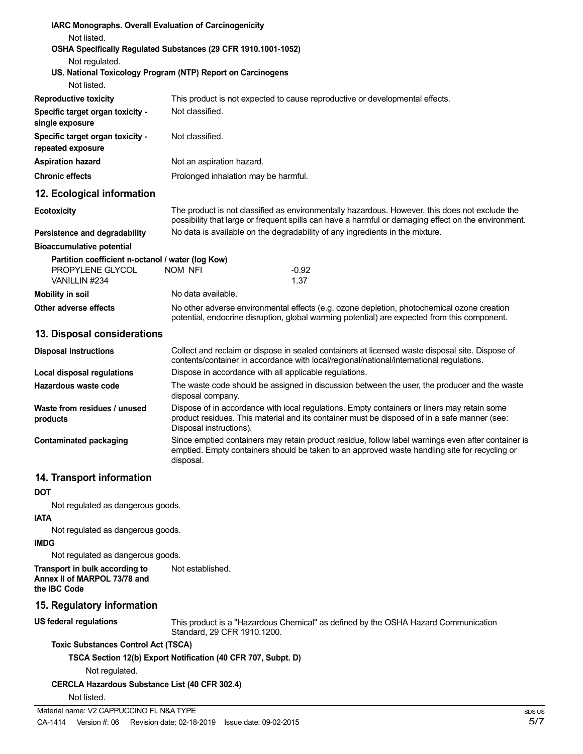**IARC Monographs. Overall Evaluation of Carcinogenicity**

Not listed.

**OSHA Specifically Regulated Substances (29 CFR 1910.1001-1052)**

Not regulated.

**US. National Toxicology Program (NTP) Report on Carcinogens**

Not listed.

| | |
|---|---|
| **Reproductive toxicity** | This product is not expected to cause reproductive or developmental effects. |
| **Specific target organ toxicity - single exposure** | Not classified. |
| **Specific target organ toxicity - repeated exposure** | Not classified. |
| **Aspiration hazard** | Not an aspiration hazard. |
| **Chronic effects** | Prolonged inhalation may be harmful. |

## 12. Ecological information

| | |
|---|---|
| **Ecotoxicity** | The product is not classified as environmentally hazardous. However, this does not exclude the possibility that large or frequent spills can have a harmful or damaging effect on the environment. |
| **Persistence and degradability** | No data is available on the degradability of any ingredients in the mixture. |

**Bioaccumulative potential**

**Partition coefficient n-octanol / water (log Kow)**

| | | |
|---|---|---|
| PROPYLENE GLYCOL | NOM NFI | -0.92 |
| VANILLIN #234 | | 1.37 |

| | |
|---|---|
| **Mobility in soil** | No data available. |
| **Other adverse effects** | No other adverse environmental effects (e.g. ozone depletion, photochemical ozone creation potential, endocrine disruption, global warming potential) are expected from this component. |

## 13. Disposal considerations

| | |
|---|---|
| **Disposal instructions** | Collect and reclaim or dispose in sealed containers at licensed waste disposal site. Dispose of contents/container in accordance with local/regional/national/international regulations. |
| **Local disposal regulations** | Dispose in accordance with all applicable regulations. |
| **Hazardous waste code** | The waste code should be assigned in discussion between the user, the producer and the waste disposal company. |
| **Waste from residues / unused products** | Dispose of in accordance with local regulations. Empty containers or liners may retain some product residues. This material and its container must be disposed of in a safe manner (see: Disposal instructions). |
| **Contaminated packaging** | Since emptied containers may retain product residue, follow label warnings even after container is emptied. Empty containers should be taken to an approved waste handling site for recycling or disposal. |

## 14. Transport information

**DOT**

Not regulated as dangerous goods.

**IATA**

Not regulated as dangerous goods.

**IMDG**

Not regulated as dangerous goods.

| | |
|---|---|
| **Transport in bulk according to Annex II of MARPOL 73/78 and the IBC Code** | Not established. |

## 15. Regulatory information

| | |
|---|---|
| **US federal regulations** | This product is a "Hazardous Chemical" as defined by the OSHA Hazard Communication Standard, 29 CFR 1910.1200. |

**Toxic Substances Control Act (TSCA)**

**TSCA Section 12(b) Export Notification (40 CFR 707, Subpt. D)**

Not regulated.

**CERCLA Hazardous Substance List (40 CFR 302.4)**

Not listed.

Material name: V2 CAPPUCCINO FL N&A TYPE

CA-1414 Version #: 06 Revision date: 02-18-2019 Issue date: 09-02-2015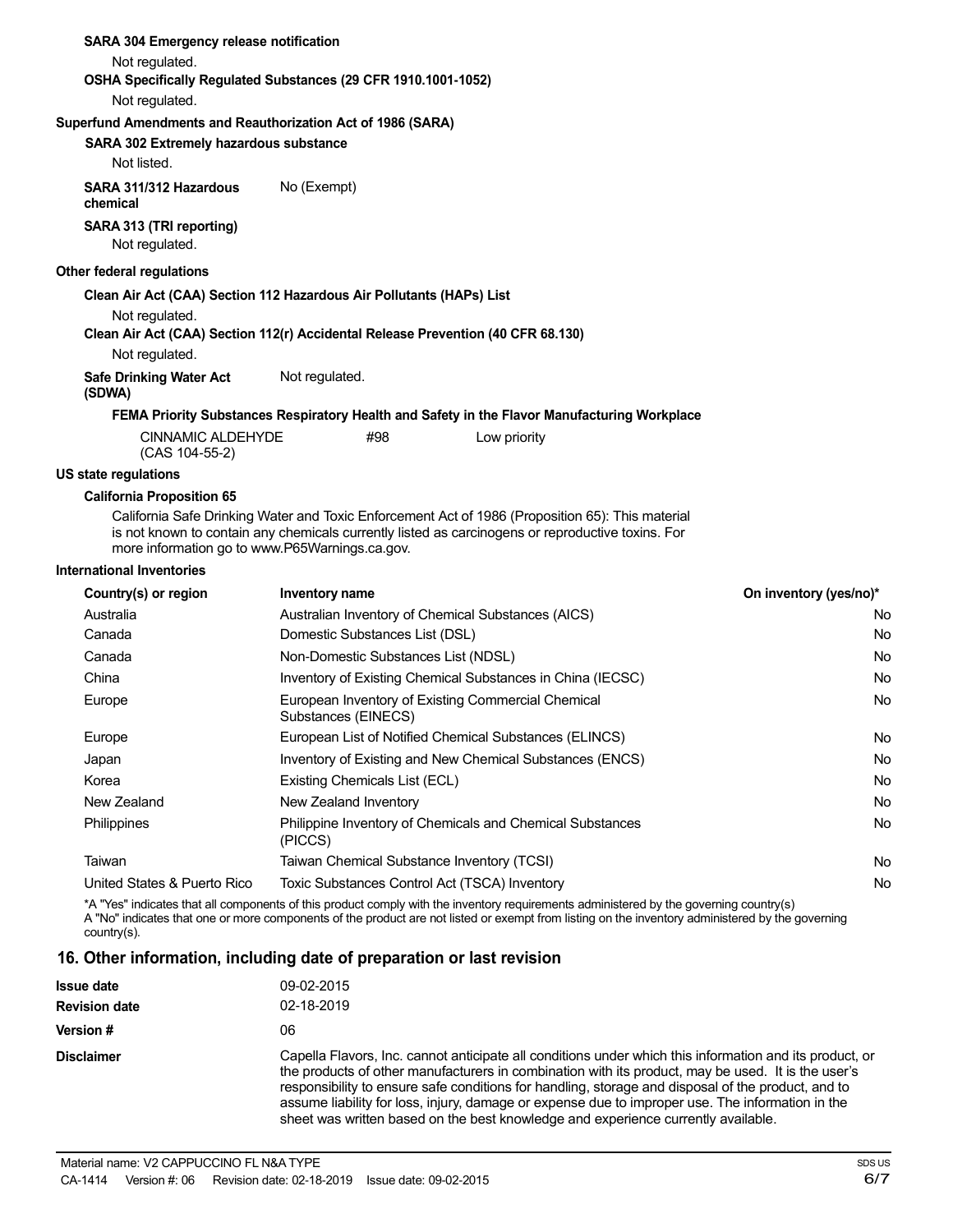**SARA 304 Emergency release notification**

Not regulated.

**OSHA Specifically Regulated Substances (29 CFR 1910.1001-1052)**

Not regulated.

**Superfund Amendments and Reauthorization Act of 1986 (SARA)**

**SARA 302 Extremely hazardous substance**

Not listed.

**SARA 311/312 Hazardous chemical** No (Exempt)

**SARA 313 (TRI reporting)**

Not regulated.

**Other federal regulations**

**Clean Air Act (CAA) Section 112 Hazardous Air Pollutants (HAPs) List**

Not regulated.

**Clean Air Act (CAA) Section 112(r) Accidental Release Prevention (40 CFR 68.130)**

Not regulated.

**Safe Drinking Water Act (SDWA)** Not regulated.

**FEMA Priority Substances Respiratory Health and Safety in the Flavor Manufacturing Workplace**

| | | |
|---|---|---|
| CINNAMIC ALDEHYDE (CAS 104-55-2) | #98 | Low priority |

**US state regulations**

**California Proposition 65**

California Safe Drinking Water and Toxic Enforcement Act of 1986 (Proposition 65): This material is not known to contain any chemicals currently listed as carcinogens or reproductive toxins. For more information go to www.P65Warnings.ca.gov.

**International Inventories**

| Country(s) or region | Inventory name | On inventory (yes/no)* |
|---|---|---|
| Australia | Australian Inventory of Chemical Substances (AICS) | No |
| Canada | Domestic Substances List (DSL) | No |
| Canada | Non-Domestic Substances List (NDSL) | No |
| China | Inventory of Existing Chemical Substances in China (IECSC) | No |
| Europe | European Inventory of Existing Commercial Chemical Substances (EINECS) | No |
| Europe | European List of Notified Chemical Substances (ELINCS) | No |
| Japan | Inventory of Existing and New Chemical Substances (ENCS) | No |
| Korea | Existing Chemicals List (ECL) | No |
| New Zealand | New Zealand Inventory | No |
| Philippines | Philippine Inventory of Chemicals and Chemical Substances (PICCS) | No |
| Taiwan | Taiwan Chemical Substance Inventory (TCSI) | No |
| United States & Puerto Rico | Toxic Substances Control Act (TSCA) Inventory | No |

*A "Yes" indicates that all components of this product comply with the inventory requirements administered by the governing country(s)
A "No" indicates that one or more components of the product are not listed or exempt from listing on the inventory administered by the governing country(s).

## 16. Other information, including date of preparation or last revision

**Issue date** 09-02-2015

**Revision date** 02-18-2019

**Version #** 06

**Disclaimer** Capella Flavors, Inc. cannot anticipate all conditions under which this information and its product, or the products of other manufacturers in combination with its product, may be used. It is the user's responsibility to ensure safe conditions for handling, storage and disposal of the product, and to assume liability for loss, injury, damage or expense due to improper use. The information in the sheet was written based on the best knowledge and experience currently available.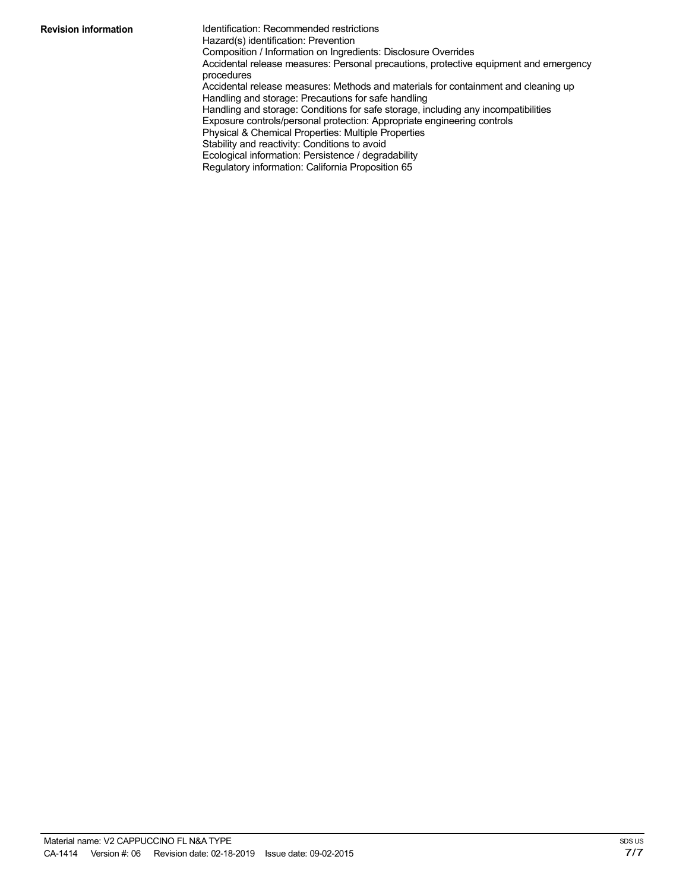**Revision information**

Identification: Recommended restrictions
Hazard(s) identification: Prevention
Composition / Information on Ingredients: Disclosure Overrides
Accidental release measures: Personal precautions, protective equipment and emergency procedures
Accidental release measures: Methods and materials for containment and cleaning up
Handling and storage: Precautions for safe handling
Handling and storage: Conditions for safe storage, including any incompatibilities
Exposure controls/personal protection: Appropriate engineering controls
Physical & Chemical Properties: Multiple Properties
Stability and reactivity: Conditions to avoid
Ecological information: Persistence / degradability
Regulatory information: California Proposition 65